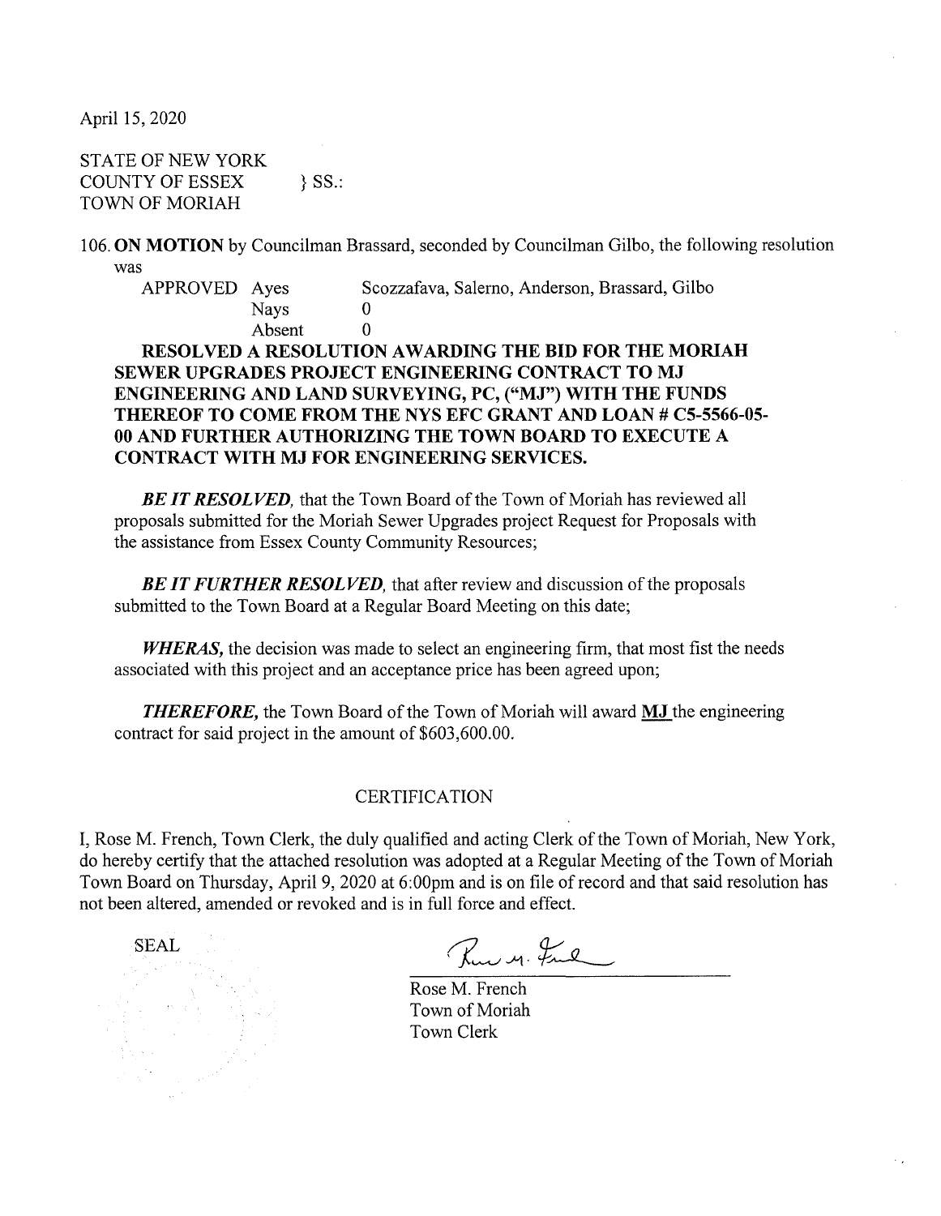April 15, 2020

STATE OF NEW YORK
COUNTY OF ESSEX } SS.:
TOWN OF MORIAH

106. **ON MOTION** by Councilman Brassard, seconded by Councilman Gilbo, the following resolution was

| APPROVED | Ayes | Scozzafava, Salerno, Anderson, Brassard, Gilbo |
|---|---|---|
| | Nays | 0 |
| | Absent | 0 |

**RESOLVED A RESOLUTION AWARDING THE BID FOR THE MORIAH SEWER UPGRADES PROJECT ENGINEERING CONTRACT TO MJ ENGINEERING AND LAND SURVEYING, PC, ("MJ") WITH THE FUNDS THEREOF TO COME FROM THE NYS EFC GRANT AND LOAN # C5-5566-05-00 AND FURTHER AUTHORIZING THE TOWN BOARD TO EXECUTE A CONTRACT WITH MJ FOR ENGINEERING SERVICES.**

***BE IT RESOLVED,*** that the Town Board of the Town of Moriah has reviewed all proposals submitted for the Moriah Sewer Upgrades project Request for Proposals with the assistance from Essex County Community Resources;

***BE IT FURTHER RESOLVED,*** that after review and discussion of the proposals submitted to the Town Board at a Regular Board Meeting on this date;

***WHERAS,*** the decision was made to select an engineering firm, that most fist the needs associated with this project and an acceptance price has been agreed upon;

***THEREFORE,*** the Town Board of the Town of Moriah will award **MJ** the engineering contract for said project in the amount of $603,600.00.

CERTIFICATION

I, Rose M. French, Town Clerk, the duly qualified and acting Clerk of the Town of Moriah, New York, do hereby certify that the attached resolution was adopted at a Regular Meeting of the Town of Moriah Town Board on Thursday, April 9, 2020 at 6:00pm and is on file of record and that said resolution has not been altered, amended or revoked and is in full force and effect.

SEAL

Rose M. French
Town of Moriah
Town Clerk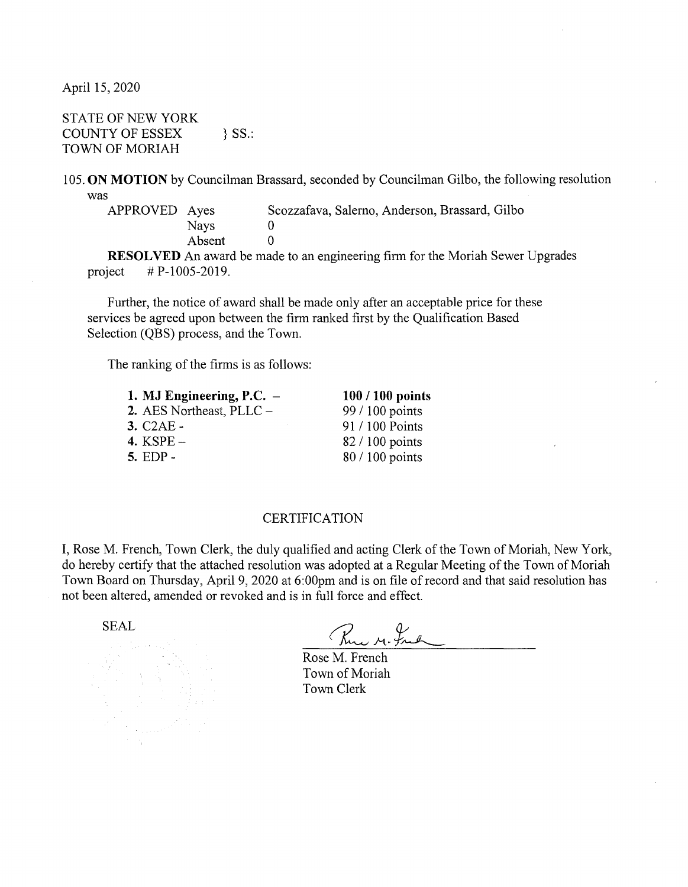April 15, 2020

STATE OF NEW YORK
COUNTY OF ESSEX } SS.:
TOWN OF MORIAH

105. **ON MOTION** by Councilman Brassard, seconded by Councilman Gilbo, the following resolution was

| | | |
|---|---|---|
| APPROVED | Ayes | Scozzafava, Salerno, Anderson, Brassard, Gilbo |
| | Nays | 0 |
| | Absent | 0 |

**RESOLVED** An award be made to an engineering firm for the Moriah Sewer Upgrades project # P-1005-2019.

Further, the notice of award shall be made only after an acceptable price for these services be agreed upon between the firm ranked first by the Qualification Based Selection (QBS) process, and the Town.

The ranking of the firms is as follows:

| | |
|---|---|
| **1. MJ Engineering, P.C. –** | **100 / 100 points** |
| **2.** AES Northeast, PLLC – | 99 / 100 points |
| **3.** C2AE - | 91 / 100 Points |
| **4.** KSPE – | 82 / 100 points |
| **5.** EDP - | 80 / 100 points |

## CERTIFICATION

I, Rose M. French, Town Clerk, the duly qualified and acting Clerk of the Town of Moriah, New York, do hereby certify that the attached resolution was adopted at a Regular Meeting of the Town of Moriah Town Board on Thursday, April 9, 2020 at 6:00pm and is on file of record and that said resolution has not been altered, amended or revoked and is in full force and effect.

SEAL

Rose M. French
Town of Moriah
Town Clerk